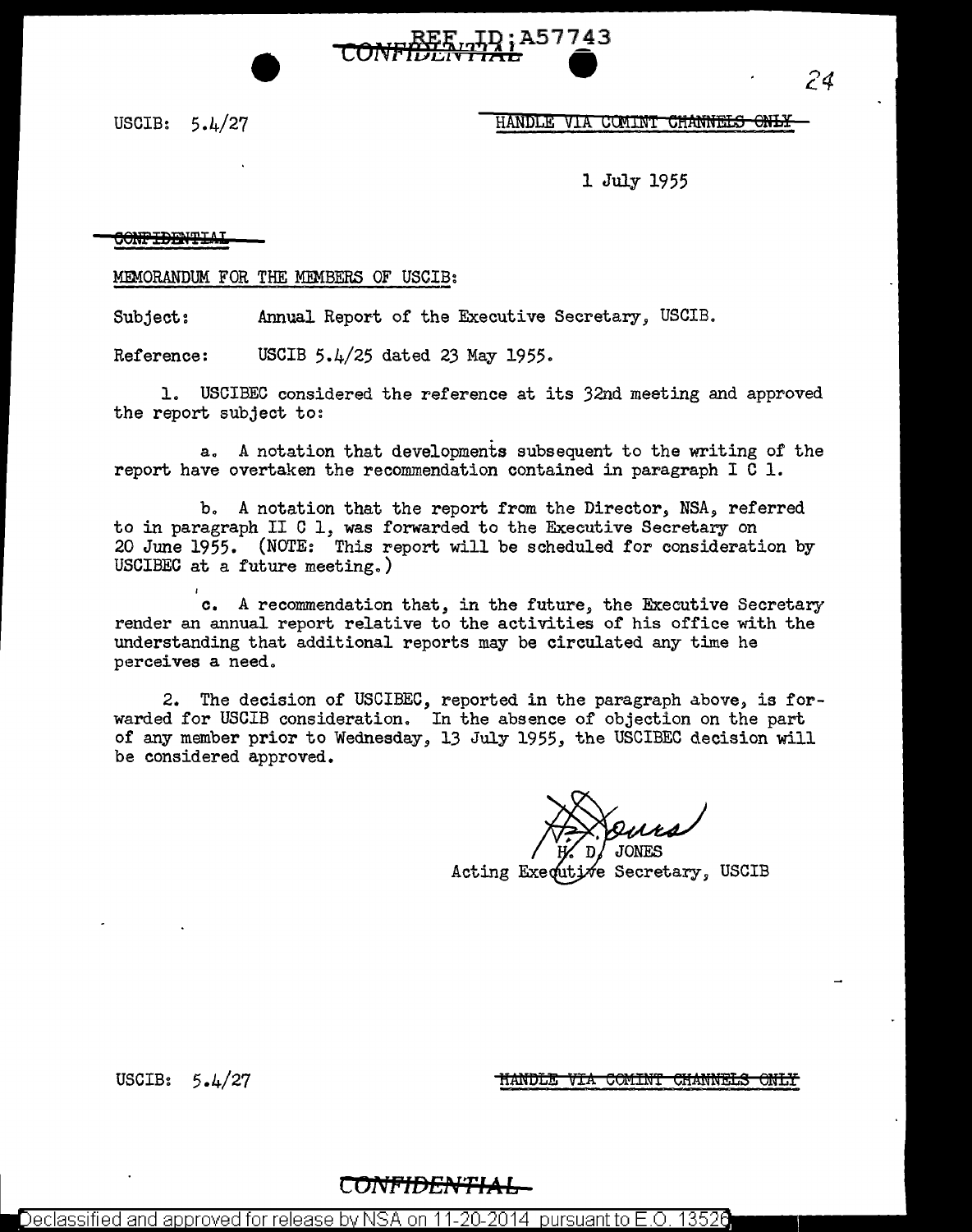USCIB: 5.4/27

HANDLE VIA COMINT CHANNELS ONLY

1 July 1955

CONFIDENTIAL

MEMORANDUM FOR THE MEMBERS OF USCIB:

Subject: Annual Report of the Executive Secretary, USCIB.

Reference: USCIB 5.4/25 dated 23 May 1955.

1. USCIBEC considered the reference at its 32nd meeting and approved the report subject to:

a. A notation that developments subsequent to the writing of the report have overtaken the recommendation contained in paragraph I C 1.

b. A notation that the report from the Director, NSA, referred to in paragraph II C 1, was forwarded to the Executive Secretary on 20 June 1955. (NOTE: This report will be scheduled for consideration by USCIBEC at a future meeting.)

c. A recommendation that, in the future, the Executive Secretary render an annual report relative to the activities of his office with the understanding that additional reports may be circulated any time he perceives a need.

2. The decision of USCIBEC, reported in the paragraph above, is forwarded for USCIB consideration. In the absence of objection on the part of any member prior to Wednesday, 13 July 1955, the USCIBEC decision will be considered approved.

H. D. JONES
Acting Executive Secretary, USCIB

USCIB: 5.4/27

HANDLE VIA COMINT CHANNELS ONLY

CONFIDENTIAL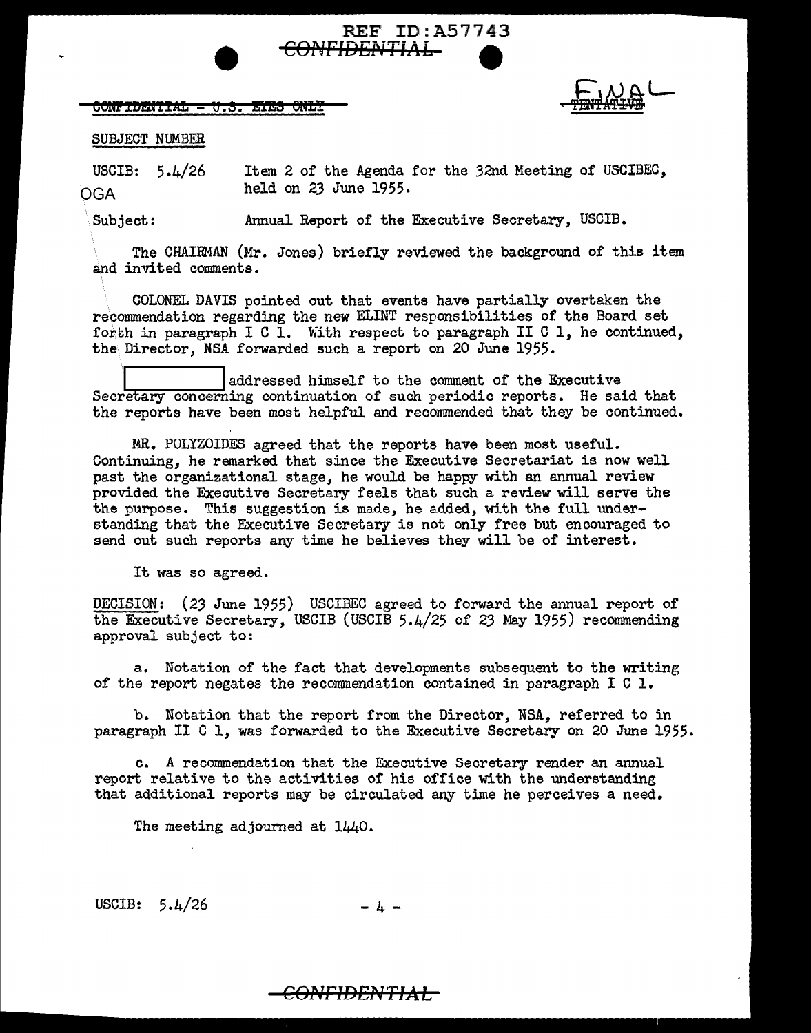REF ID:A57743

~~CONFIDENTIAL~~

~~CONFIDENTIAL - U.S. EYES ONLY~~

FINAL ~~TENTATIVE~~

SUBJECT NUMBER

USCIB: 5.4/26 — Item 2 of the Agenda for the 32nd Meeting of USCIBEC, held on 23 June 1955.

OGA

Subject: Annual Report of the Executive Secretary, USCIB.

The CHAIRMAN (Mr. Jones) briefly reviewed the background of this item and invited comments.

COLONEL DAVIS pointed out that events have partially overtaken the recommendation regarding the new ELINT responsibilities of the Board set forth in paragraph I C 1. With respect to paragraph II C 1, he continued, the Director, NSA forwarded such a report on 20 June 1955.

[REDACTED] addressed himself to the comment of the Executive Secretary concerning continuation of such periodic reports. He said that the reports have been most helpful and recommended that they be continued.

MR. POLYZOIDES agreed that the reports have been most useful. Continuing, he remarked that since the Executive Secretariat is now well past the organizational stage, he would be happy with an annual review provided the Executive Secretary feels that such a review will serve the the purpose. This suggestion is made, he added, with the full understanding that the Executive Secretary is not only free but encouraged to send out such reports any time he believes they will be of interest.

It was so agreed.

DECISION: (23 June 1955) USCIBEC agreed to forward the annual report of the Executive Secretary, USCIB (USCIB 5.4/25 of 23 May 1955) recommending approval subject to:

a. Notation of the fact that developments subsequent to the writing of the report negates the recommendation contained in paragraph I C 1.

b. Notation that the report from the Director, NSA, referred to in paragraph II C 1, was forwarded to the Executive Secretary on 20 June 1955.

c. A recommendation that the Executive Secretary render an annual report relative to the activities of his office with the understanding that additional reports may be circulated any time he perceives a need.

The meeting adjourned at 1440.

USCIB: 5.4/26

~~CONFIDENTIAL~~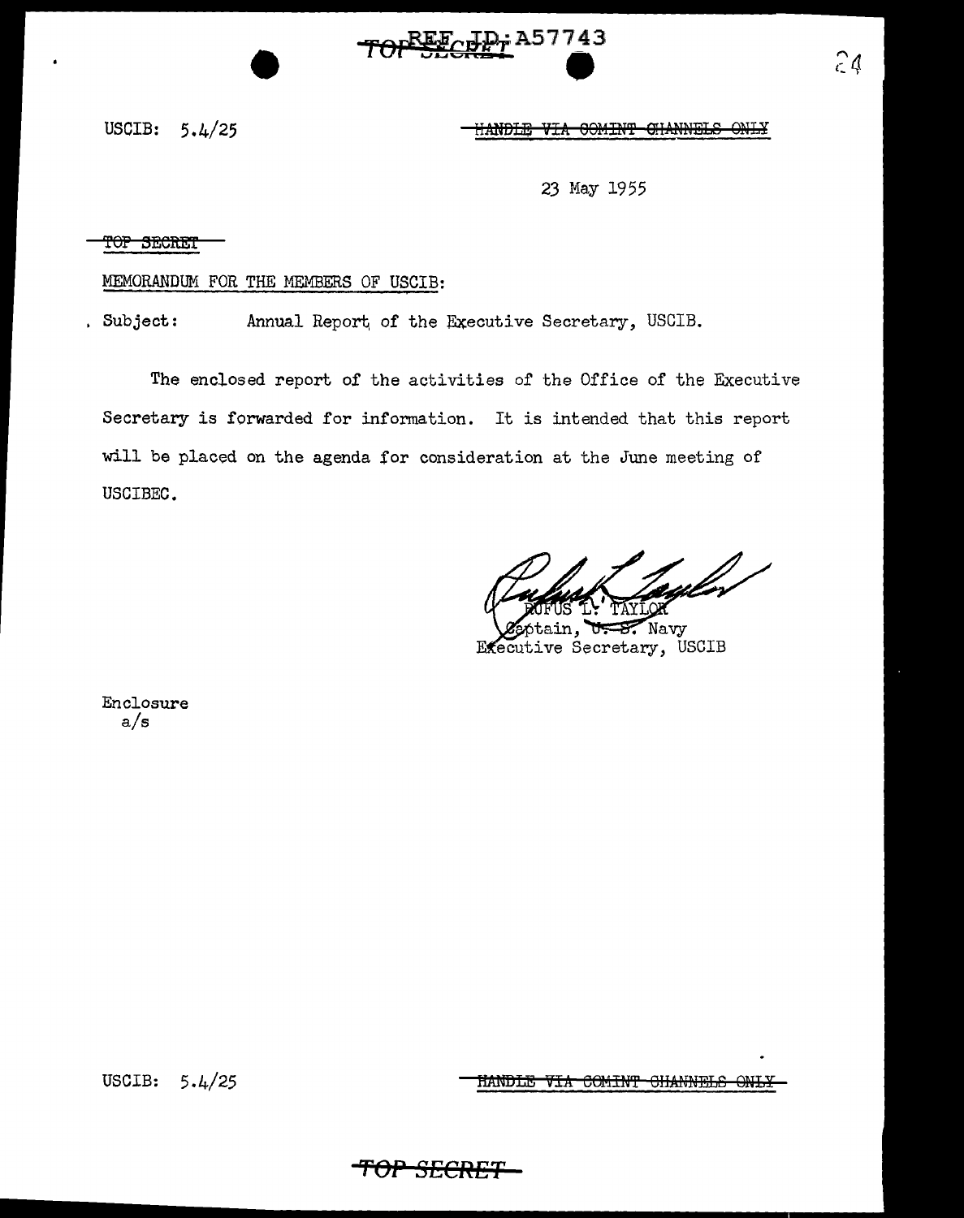USCIB: 5.4/25

~~HANDLE VIA COMINT CHANNELS ONLY~~

23 May 1955

~~TOP SECRET~~

MEMORANDUM FOR THE MEMBERS OF USCIB:

Subject: Annual Report of the Executive Secretary, USCIB.

The enclosed report of the activities of the Office of the Executive Secretary is forwarded for information. It is intended that this report will be placed on the agenda for consideration at the June meeting of USCIBEC.

RUFUS L. TAYLOR
Captain, ~~U. S.~~ Navy
Executive Secretary, USCIB

Enclosure
a/s

USCIB: 5.4/25

~~HANDLE VIA COMINT CHANNELS ONLY~~

~~TOP SECRET~~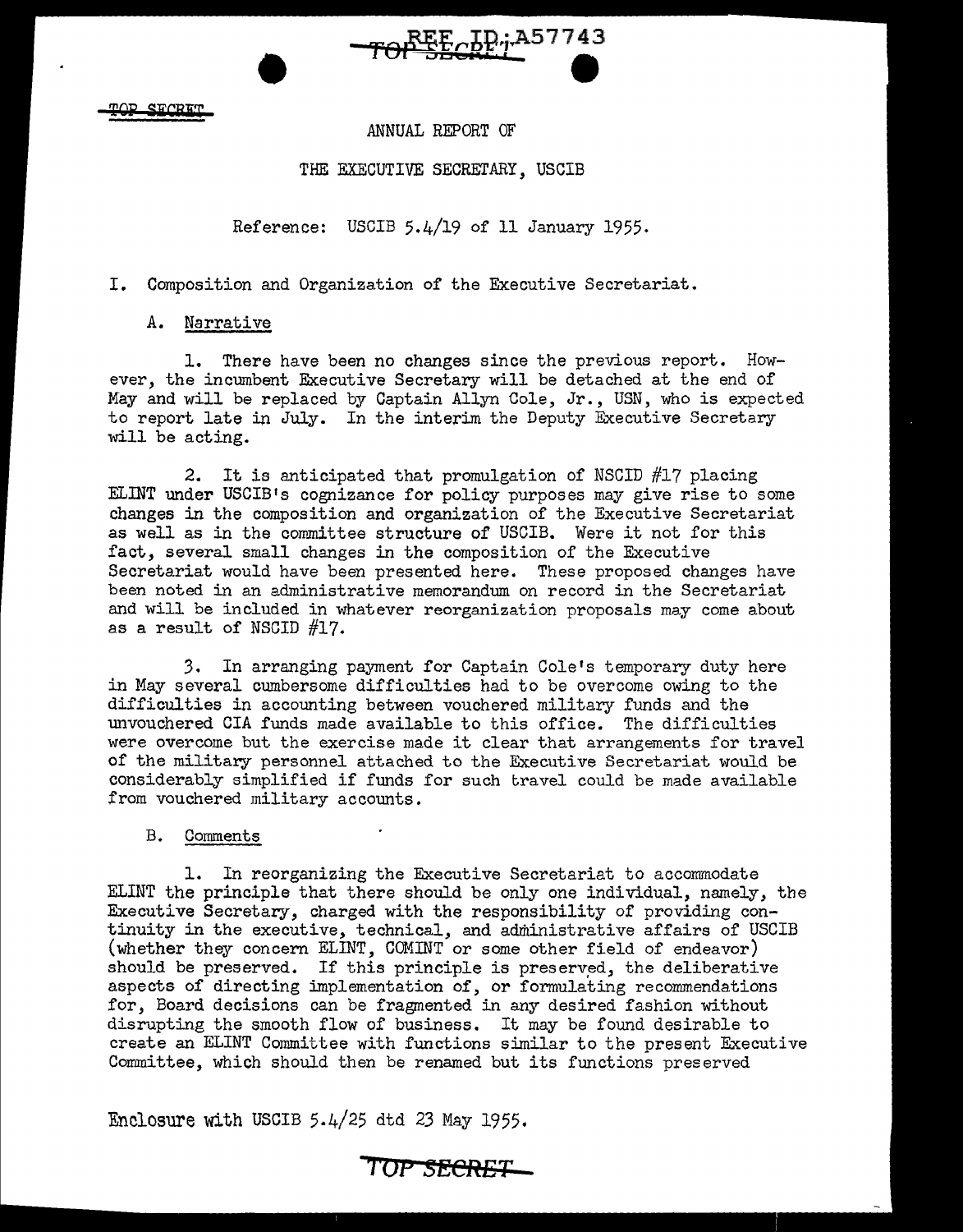REF ID:A57743

TOP SECRET

ANNUAL REPORT OF

THE EXECUTIVE SECRETARY, USCIB

Reference: USCIB 5.4/19 of 11 January 1955.

I. Composition and Organization of the Executive Secretariat.

A. Narrative

1. There have been no changes since the previous report. However, the incumbent Executive Secretary will be detached at the end of May and will be replaced by Captain Allyn Cole, Jr., USN, who is expected to report late in July. In the interim the Deputy Executive Secretary will be acting.

2. It is anticipated that promulgation of NSCID #17 placing ELINT under USCIB's cognizance for policy purposes may give rise to some changes in the composition and organization of the Executive Secretariat as well as in the committee structure of USCIB. Were it not for this fact, several small changes in the composition of the Executive Secretariat would have been presented here. These proposed changes have been noted in an administrative memorandum on record in the Secretariat and will be included in whatever reorganization proposals may come about as a result of NSCID #17.

3. In arranging payment for Captain Cole's temporary duty here in May several cumbersome difficulties had to be overcome owing to the difficulties in accounting between vouchered military funds and the unvouchered CIA funds made available to this office. The difficulties were overcome but the exercise made it clear that arrangements for travel of the military personnel attached to the Executive Secretariat would be considerably simplified if funds for such travel could be made available from vouchered military accounts.

B. Comments

1. In reorganizing the Executive Secretariat to accommodate ELINT the principle that there should be only one individual, namely, the Executive Secretary, charged with the responsibility of providing continuity in the executive, technical, and administrative affairs of USCIB (whether they concern ELINT, COMINT or some other field of endeavor) should be preserved. If this principle is preserved, the deliberative aspects of directing implementation of, or formulating recommendations for, Board decisions can be fragmented in any desired fashion without disrupting the smooth flow of business. It may be found desirable to create an ELINT Committee with functions similar to the present Executive Committee, which should then be renamed but its functions preserved

Enclosure with USCIB 5.4/25 dtd 23 May 1955.

TOP SECRET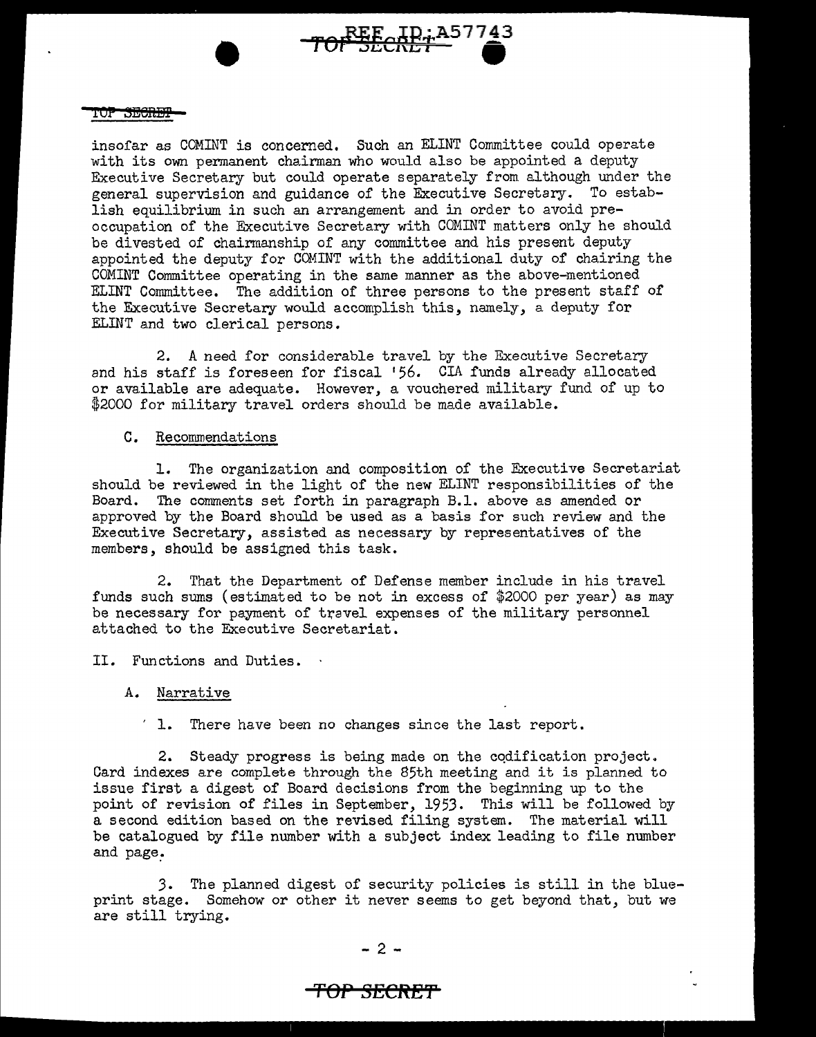insofar as COMINT is concerned. Such an ELINT Committee could operate with its own permanent chairman who would also be appointed a deputy Executive Secretary but could operate separately from although under the general supervision and guidance of the Executive Secretary. To establish equilibrium in such an arrangement and in order to avoid preoccupation of the Executive Secretary with COMINT matters only he should be divested of chairmanship of any committee and his present deputy appointed the deputy for COMINT with the additional duty of chairing the COMINT Committee operating in the same manner as the above-mentioned ELINT Committee. The addition of three persons to the present staff of the Executive Secretary would accomplish this, namely, a deputy for ELINT and two clerical persons.

2. A need for considerable travel by the Executive Secretary and his staff is foreseen for fiscal '56. CIA funds already allocated or available are adequate. However, a vouchered military fund of up to $2000 for military travel orders should be made available.

C. Recommendations

1. The organization and composition of the Executive Secretariat should be reviewed in the light of the new ELINT responsibilities of the Board. The comments set forth in paragraph B.1. above as amended or approved by the Board should be used as a basis for such review and the Executive Secretary, assisted as necessary by representatives of the members, should be assigned this task.

2. That the Department of Defense member include in his travel funds such sums (estimated to be not in excess of $2000 per year) as may be necessary for payment of travel expenses of the military personnel attached to the Executive Secretariat.

II. Functions and Duties.

A. Narrative

1. There have been no changes since the last report.

2. Steady progress is being made on the codification project. Card indexes are complete through the 85th meeting and it is planned to issue first a digest of Board decisions from the beginning up to the point of revision of files in September, 1953. This will be followed by a second edition based on the revised filing system. The material will be catalogued by file number with a subject index leading to file number and page.

3. The planned digest of security policies is still in the blueprint stage. Somehow or other it never seems to get beyond that, but we are still trying.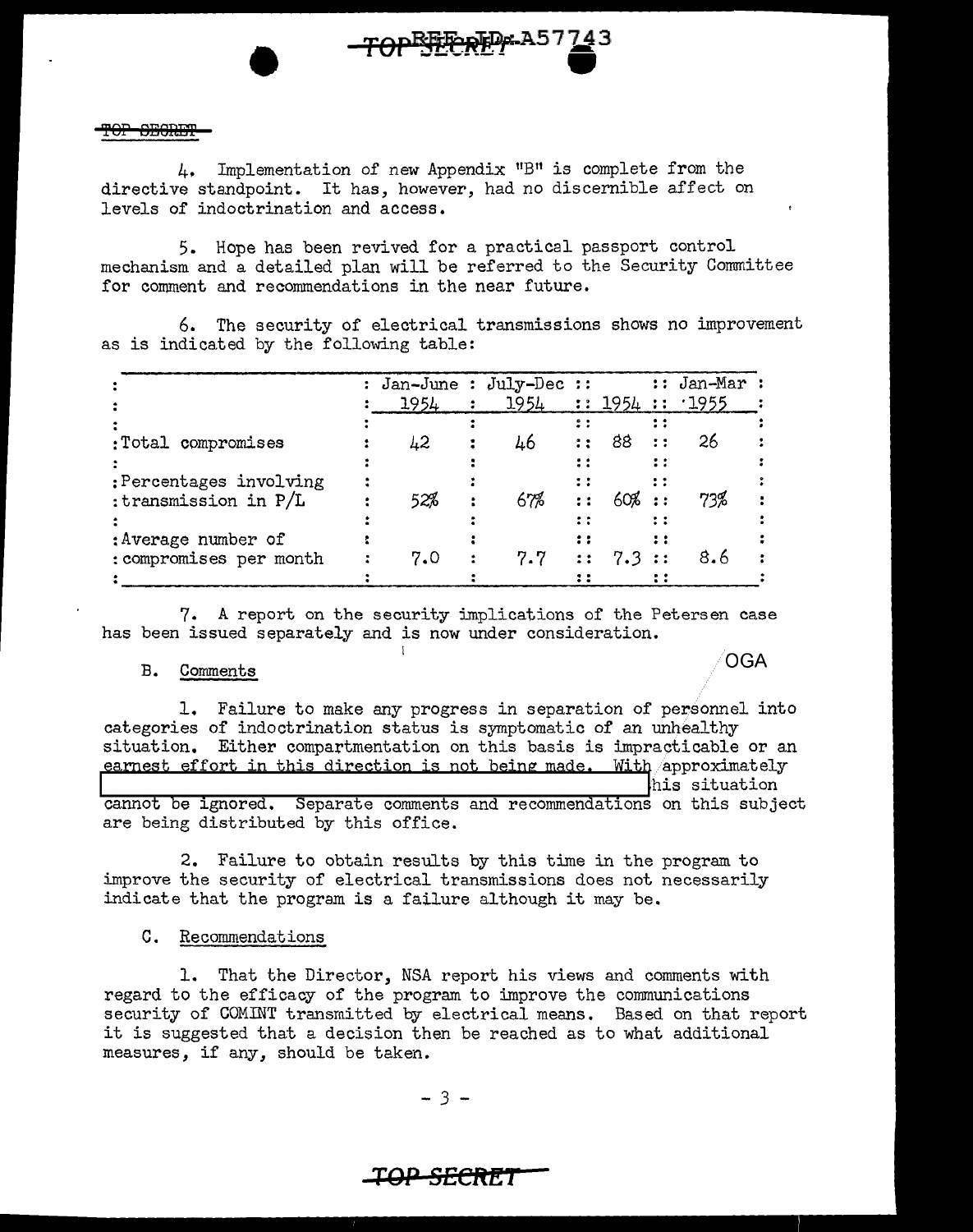TOP SECRET

4. Implementation of new Appendix "B" is complete from the directive standpoint. It has, however, had no discernible affect on levels of indoctrination and access.

5. Hope has been revived for a practical passport control mechanism and a detailed plan will be referred to the Security Committee for comment and recommendations in the near future.

6. The security of electrical transmissions shows no improvement as is indicated by the following table:

| | Jan-June 1954 | July-Dec 1954 | 1954 | Jan-Mar 1955 |
|---|---|---|---|---|
| Total compromises | 42 | 46 | 88 | 26 |
| Percentages involving transmission in P/L | 52% | 67% | 60% | 73% |
| Average number of compromises per month | 7.0 | 7.7 | 7.3 | 8.6 |

7. A report on the security implications of the Petersen case has been issued separately and is now under consideration.

B. Comments

OGA

1. Failure to make any progress in separation of personnel into categories of indoctrination status is symptomatic of an unhealthy situation. Either compartmentation on this basis is impracticable or an earnest effort in this direction is not being made. With approximately [REDACTED] his situation cannot be ignored. Separate comments and recommendations on this subject are being distributed by this office.

2. Failure to obtain results by this time in the program to improve the security of electrical transmissions does not necessarily indicate that the program is a failure although it may be.

C. Recommendations

1. That the Director, NSA report his views and comments with regard to the efficacy of the program to improve the communications security of COMINT transmitted by electrical means. Based on that report it is suggested that a decision then be reached as to what additional measures, if any, should be taken.

TOP SECRET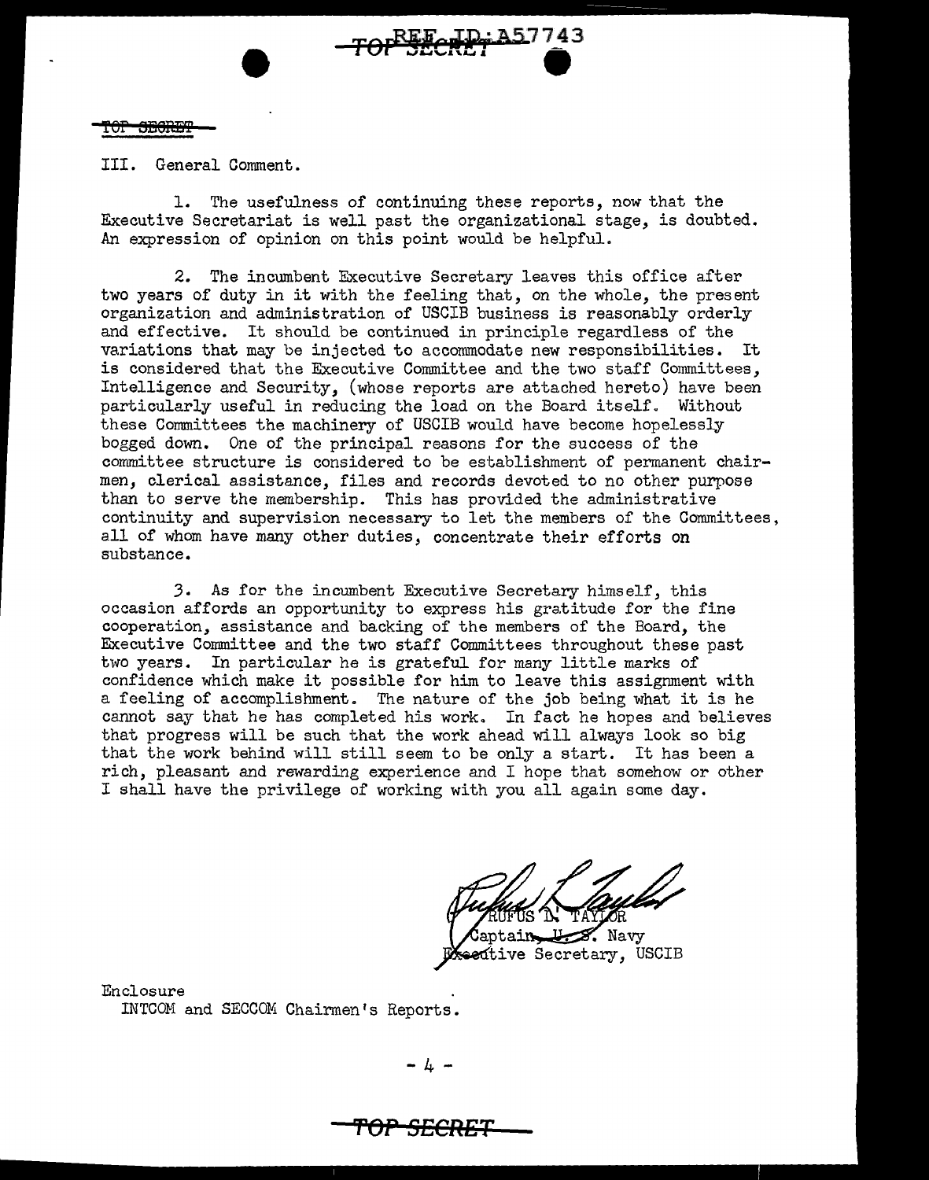TOP SECRET

III. General Comment.

1. The usefulness of continuing these reports, now that the Executive Secretariat is well past the organizational stage, is doubted. An expression of opinion on this point would be helpful.

2. The incumbent Executive Secretary leaves this office after two years of duty in it with the feeling that, on the whole, the present organization and administration of USCIB business is reasonably orderly and effective. It should be continued in principle regardless of the variations that may be injected to accommodate new responsibilities. It is considered that the Executive Committee and the two staff Committees, Intelligence and Security, (whose reports are attached hereto) have been particularly useful in reducing the load on the Board itself. Without these Committees the machinery of USCIB would have become hopelessly bogged down. One of the principal reasons for the success of the committee structure is considered to be establishment of permanent chairmen, clerical assistance, files and records devoted to no other purpose than to serve the membership. This has provided the administrative continuity and supervision necessary to let the members of the Committees, all of whom have many other duties, concentrate their efforts on substance.

3. As for the incumbent Executive Secretary himself, this occasion affords an opportunity to express his gratitude for the fine cooperation, assistance and backing of the members of the Board, the Executive Committee and the two staff Committees throughout these past two years. In particular he is grateful for many little marks of confidence which make it possible for him to leave this assignment with a feeling of accomplishment. The nature of the job being what it is he cannot say that he has completed his work. In fact he hopes and believes that progress will be such that the work ahead will always look so big that the work behind will still seem to be only a start. It has been a rich, pleasant and rewarding experience and I hope that somehow or other I shall have the privilege of working with you all again some day.

RUFUS L. TAYLOR
Captain, U. S. Navy
Executive Secretary, USCIB

Enclosure
INTCOM and SECCOM Chairmen's Reports.

TOP SECRET